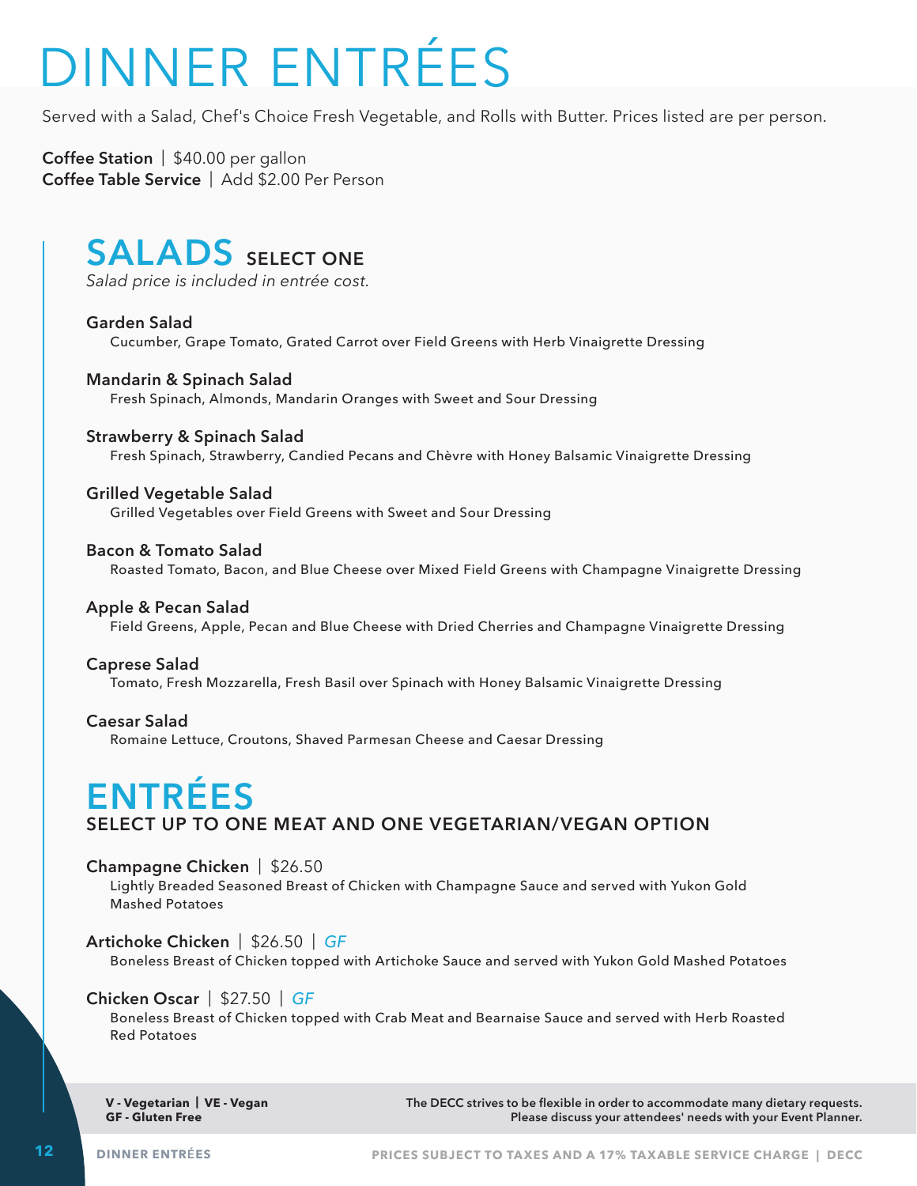# DINNER ENTRÉES

Served with a Salad, Chef's Choice Fresh Vegetable, and Rolls with Butter. Prices listed are per person.

**Coffee Station** | $40.00 per gallon
**Coffee Table Service** | Add $2.00 Per Person

## SALADS SELECT ONE

*Salad price is included in entrée cost.*

**Garden Salad**
Cucumber, Grape Tomato, Grated Carrot over Field Greens with Herb Vinaigrette Dressing

**Mandarin & Spinach Salad**
Fresh Spinach, Almonds, Mandarin Oranges with Sweet and Sour Dressing

**Strawberry & Spinach Salad**
Fresh Spinach, Strawberry, Candied Pecans and Chèvre with Honey Balsamic Vinaigrette Dressing

**Grilled Vegetable Salad**
Grilled Vegetables over Field Greens with Sweet and Sour Dressing

**Bacon & Tomato Salad**
Roasted Tomato, Bacon, and Blue Cheese over Mixed Field Greens with Champagne Vinaigrette Dressing

**Apple & Pecan Salad**
Field Greens, Apple, Pecan and Blue Cheese with Dried Cherries and Champagne Vinaigrette Dressing

**Caprese Salad**
Tomato, Fresh Mozzarella, Fresh Basil over Spinach with Honey Balsamic Vinaigrette Dressing

**Caesar Salad**
Romaine Lettuce, Croutons, Shaved Parmesan Cheese and Caesar Dressing

## ENTRÉES

### SELECT UP TO ONE MEAT AND ONE VEGETARIAN/VEGAN OPTION

**Champagne Chicken** | $26.50
Lightly Breaded Seasoned Breast of Chicken with Champagne Sauce and served with Yukon Gold Mashed Potatoes

**Artichoke Chicken** | $26.50 | *GF*
Boneless Breast of Chicken topped with Artichoke Sauce and served with Yukon Gold Mashed Potatoes

**Chicken Oscar** | $27.50 | *GF*
Boneless Breast of Chicken topped with Crab Meat and Bearnaise Sauce and served with Herb Roasted Red Potatoes

**V - Vegetarian | VE - Vegan**
**GF - Gluten Free**

**The DECC strives to be flexible in order to accommodate many dietary requests. Please discuss your attendees' needs with your Event Planner.**

PRICES SUBJECT TO TAXES AND A 17% TAXABLE SERVICE CHARGE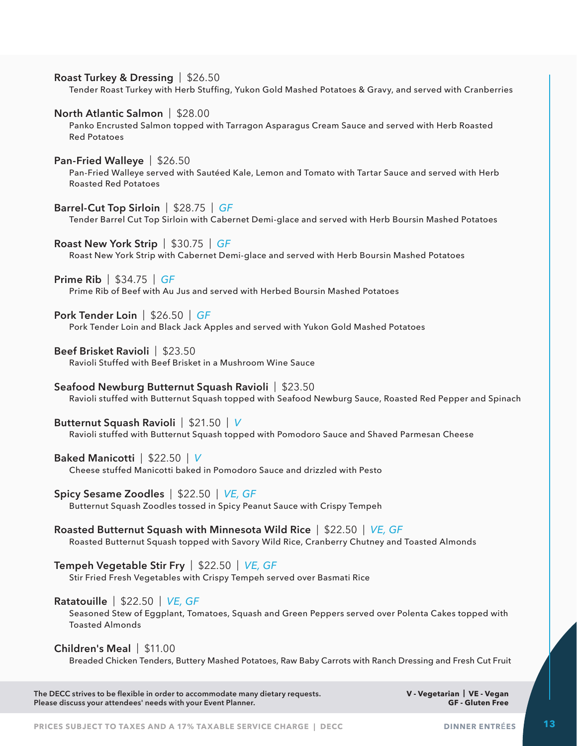**Roast Turkey & Dressing** | $26.50
Tender Roast Turkey with Herb Stuffing, Yukon Gold Mashed Potatoes & Gravy, and served with Cranberries

**North Atlantic Salmon** | $28.00
Panko Encrusted Salmon topped with Tarragon Asparagus Cream Sauce and served with Herb Roasted Red Potatoes

**Pan-Fried Walleye** | $26.50
Pan-Fried Walleye served with Sautéed Kale, Lemon and Tomato with Tartar Sauce and served with Herb Roasted Red Potatoes

**Barrel-Cut Top Sirloin** | $28.75 | *GF*
Tender Barrel Cut Top Sirloin with Cabernet Demi-glace and served with Herb Boursin Mashed Potatoes

**Roast New York Strip** | $30.75 | *GF*
Roast New York Strip with Cabernet Demi-glace and served with Herb Boursin Mashed Potatoes

**Prime Rib** | $34.75 | *GF*
Prime Rib of Beef with Au Jus and served with Herbed Boursin Mashed Potatoes

**Pork Tender Loin** | $26.50 | *GF*
Pork Tender Loin and Black Jack Apples and served with Yukon Gold Mashed Potatoes

**Beef Brisket Ravioli** | $23.50
Ravioli Stuffed with Beef Brisket in a Mushroom Wine Sauce

**Seafood Newburg Butternut Squash Ravioli** | $23.50
Ravioli stuffed with Butternut Squash topped with Seafood Newburg Sauce, Roasted Red Pepper and Spinach

**Butternut Squash Ravioli** | $21.50 | *V*
Ravioli stuffed with Butternut Squash topped with Pomodoro Sauce and Shaved Parmesan Cheese

**Baked Manicotti** | $22.50 | *V*
Cheese stuffed Manicotti baked in Pomodoro Sauce and drizzled with Pesto

**Spicy Sesame Zoodles** | $22.50 | *VE, GF*
Butternut Squash Zoodles tossed in Spicy Peanut Sauce with Crispy Tempeh

**Roasted Butternut Squash with Minnesota Wild Rice** | $22.50 | *VE, GF*
Roasted Butternut Squash topped with Savory Wild Rice, Cranberry Chutney and Toasted Almonds

**Tempeh Vegetable Stir Fry** | $22.50 | *VE, GF*
Stir Fried Fresh Vegetables with Crispy Tempeh served over Basmati Rice

**Ratatouille** | $22.50 | *VE, GF*
Seasoned Stew of Eggplant, Tomatoes, Squash and Green Peppers served over Polenta Cakes topped with Toasted Almonds

**Children's Meal** | $11.00
Breaded Chicken Tenders, Buttery Mashed Potatoes, Raw Baby Carrots with Ranch Dressing and Fresh Cut Fruit

**The DECC strives to be flexible in order to accommodate many dietary requests. Please discuss your attendees' needs with your Event Planner.**

**V - Vegetarian | VE - Vegan**
**GF - Gluten Free**

PRICES SUBJECT TO TAXES AND A 17% TAXABLE SERVICE CHARGE | DECC